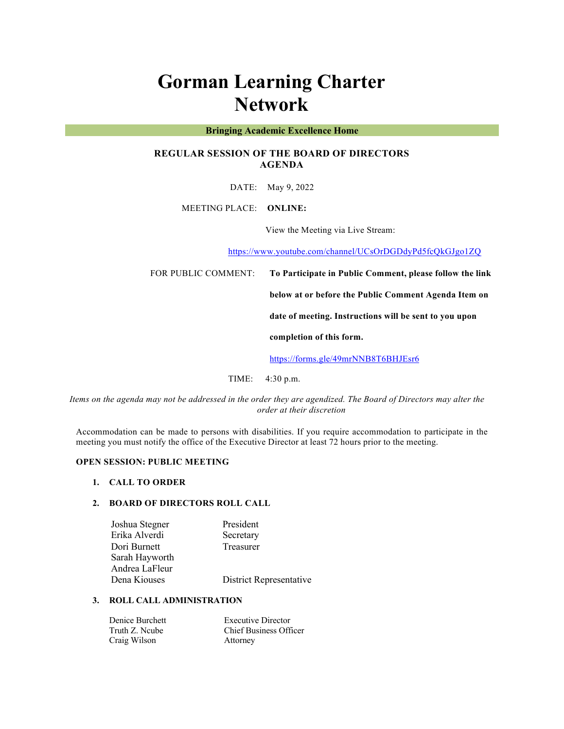# Gorman Learning Charter Network

**Bringing Academic Excellence Home**

## REGULAR SESSION OF THE BOARD OF DIRECTORS AGENDA

DATE: May 9, 2022

MEETING PLACE: **ONLINE:**

View the Meeting via Live Stream:

https://www.youtube.com/channel/UCsOrDGDdyPd5fcQkGJgo1ZQ

FOR PUBLIC COMMENT: **To Participate in Public Comment, please follow the link below at or before the Public Comment Agenda Item on date of meeting. Instructions will be sent to you upon completion of this form.**

https://forms.gle/49mrNNB8T6BHJEsr6

TIME: 4:30 p.m.

*Items on the agenda may not be addressed in the order they are agendized. The Board of Directors may alter the order at their discretion*

Accommodation can be made to persons with disabilities. If you require accommodation to participate in the meeting you must notify the office of the Executive Director at least 72 hours prior to the meeting.

**OPEN SESSION: PUBLIC MEETING**

1. **CALL TO ORDER**

2. **BOARD OF DIRECTORS ROLL CALL**

| | |
|---|---|
| Joshua Stegner | President |
| Erika Alverdi | Secretary |
| Dori Burnett | Treasurer |
| Sarah Hayworth | |
| Andrea LaFleur | |
| Dena Kiouses | District Representative |

3. **ROLL CALL ADMINISTRATION**

| | |
|---|---|
| Denice Burchett | Executive Director |
| Truth Z. Ncube | Chief Business Officer |
| Craig Wilson | Attorney |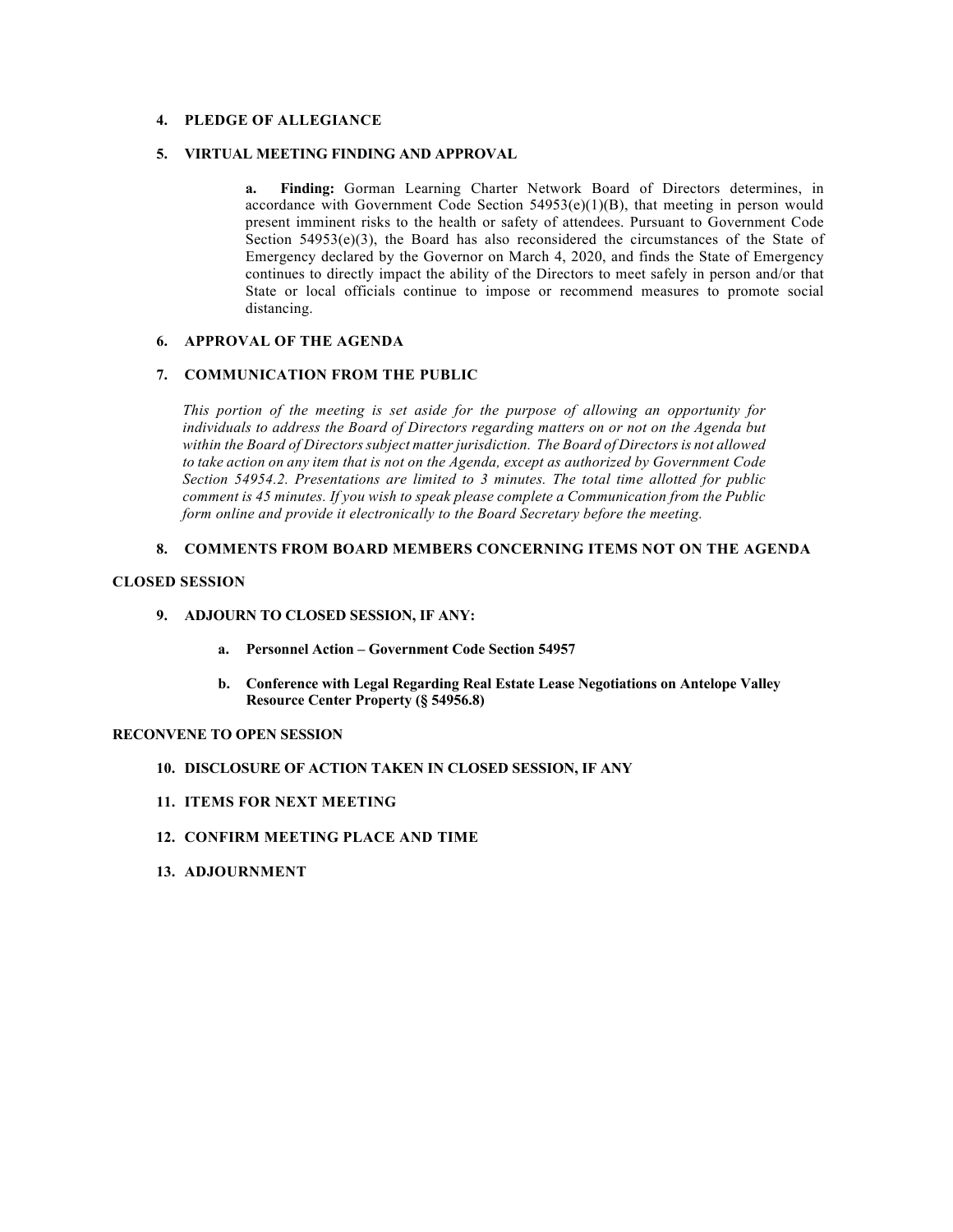**4. PLEDGE OF ALLEGIANCE**

**5. VIRTUAL MEETING FINDING AND APPROVAL**

> **a. Finding:** Gorman Learning Charter Network Board of Directors determines, in accordance with Government Code Section 54953(e)(1)(B), that meeting in person would present imminent risks to the health or safety of attendees. Pursuant to Government Code Section 54953(e)(3), the Board has also reconsidered the circumstances of the State of Emergency declared by the Governor on March 4, 2020, and finds the State of Emergency continues to directly impact the ability of the Directors to meet safely in person and/or that State or local officials continue to impose or recommend measures to promote social distancing.

**6. APPROVAL OF THE AGENDA**

**7. COMMUNICATION FROM THE PUBLIC**

*This portion of the meeting is set aside for the purpose of allowing an opportunity for individuals to address the Board of Directors regarding matters on or not on the Agenda but within the Board of Directors subject matter jurisdiction. The Board of Directors is not allowed to take action on any item that is not on the Agenda, except as authorized by Government Code Section 54954.2. Presentations are limited to 3 minutes. The total time allotted for public comment is 45 minutes. If you wish to speak please complete a Communication from the Public form online and provide it electronically to the Board Secretary before the meeting.*

**8. COMMENTS FROM BOARD MEMBERS CONCERNING ITEMS NOT ON THE AGENDA**

## CLOSED SESSION

**9. ADJOURN TO CLOSED SESSION, IF ANY:**

- **a. Personnel Action – Government Code Section 54957**
- **b. Conference with Legal Regarding Real Estate Lease Negotiations on Antelope Valley Resource Center Property (§ 54956.8)**

## RECONVENE TO OPEN SESSION

**10. DISCLOSURE OF ACTION TAKEN IN CLOSED SESSION, IF ANY**

**11. ITEMS FOR NEXT MEETING**

**12. CONFIRM MEETING PLACE AND TIME**

**13. ADJOURNMENT**